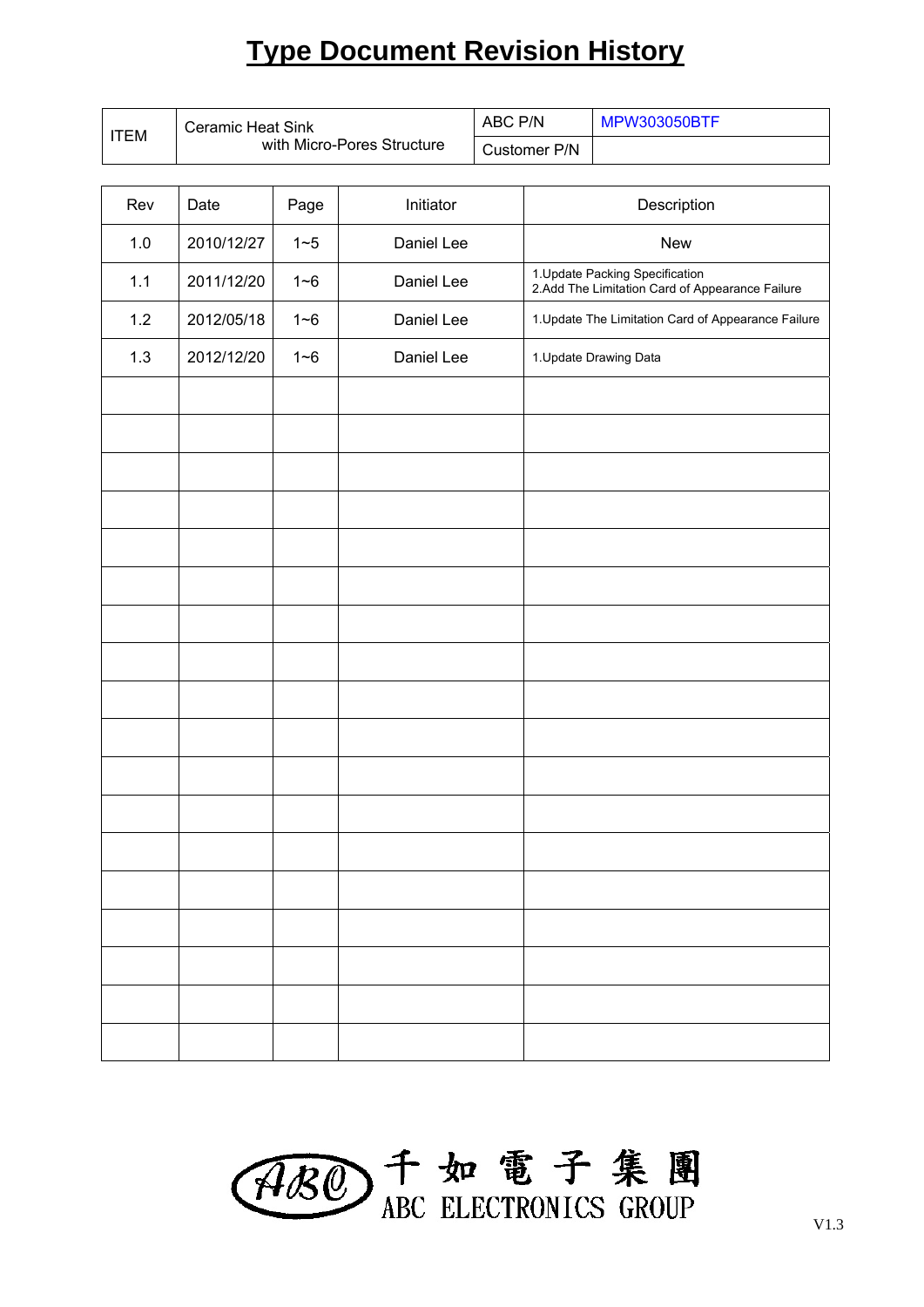# Type Document Revision History

| ITEM | Ceramic Heat Sink with Micro-Pores Structure | ABC P/N | MPW303050BTF |
|---|---|---|---|
| | | Customer P/N | |

| Rev | Date | Page | Initiator | Description |
|---|---|---|---|---|
| 1.0 | 2010/12/27 | 1~5 | Daniel Lee | New |
| 1.1 | 2011/12/20 | 1~6 | Daniel Lee | 1.Update Packing Specification<br>2.Add The Limitation Card of Appearance Failure |
| 1.2 | 2012/05/18 | 1~6 | Daniel Lee | 1.Update The Limitation Card of Appearance Failure |
| 1.3 | 2012/12/20 | 1~6 | Daniel Lee | 1.Update Drawing Data |
| | | | | |
| | | | | |
| | | | | |
| | | | | |
| | | | | |
| | | | | |
| | | | | |
| | | | | |
| | | | | |
| | | | | |
| | | | | |
| | | | | |
| | | | | |
| | | | | |
| | | | | |
| | | | | |
| | | | | |
| | | | | |

ABC 千如電子集團 ABC ELECTRONICS GROUP

V1.3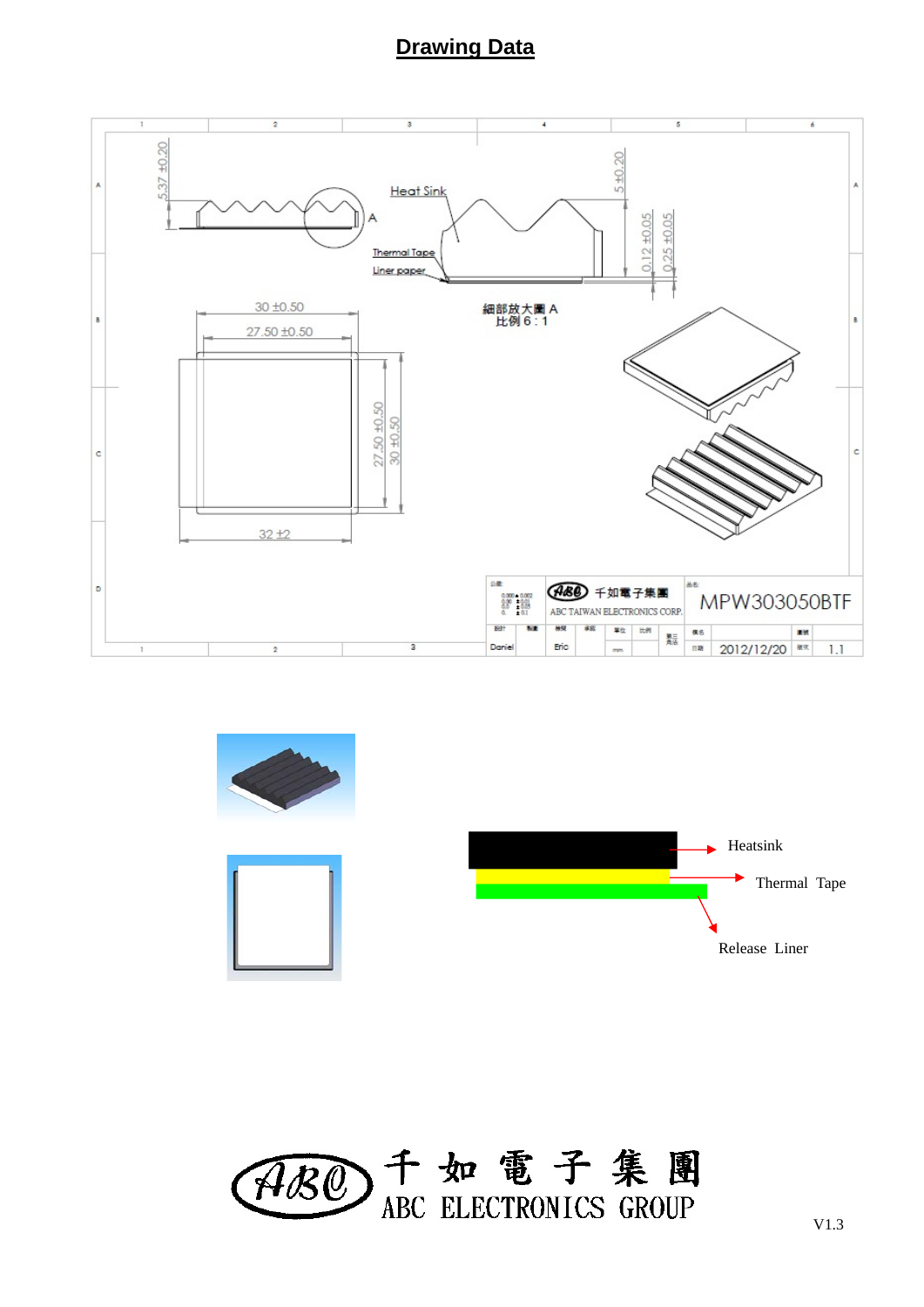## Drawing Data

5.37 ±0.20

Heat Sink

A

Thermal Tape

Liner paper

5 ±0.20

0.12 ±0.05

0.25 ±0.05

細部放大圖 A
比例 6 : 1

30 ±0.50

27.50 ±0.50

27.50 ±0.50

30 ±0.50

32 ±2

千如電子集團
ABC TAIWAN ELECTRONICS CORP.

MPW303050BTF

Daniel

Eric

mm

2012/12/20

1.1

Heatsink

Thermal Tape

Release Liner

千如電子集團
ABC ELECTRONICS GROUP

V1.3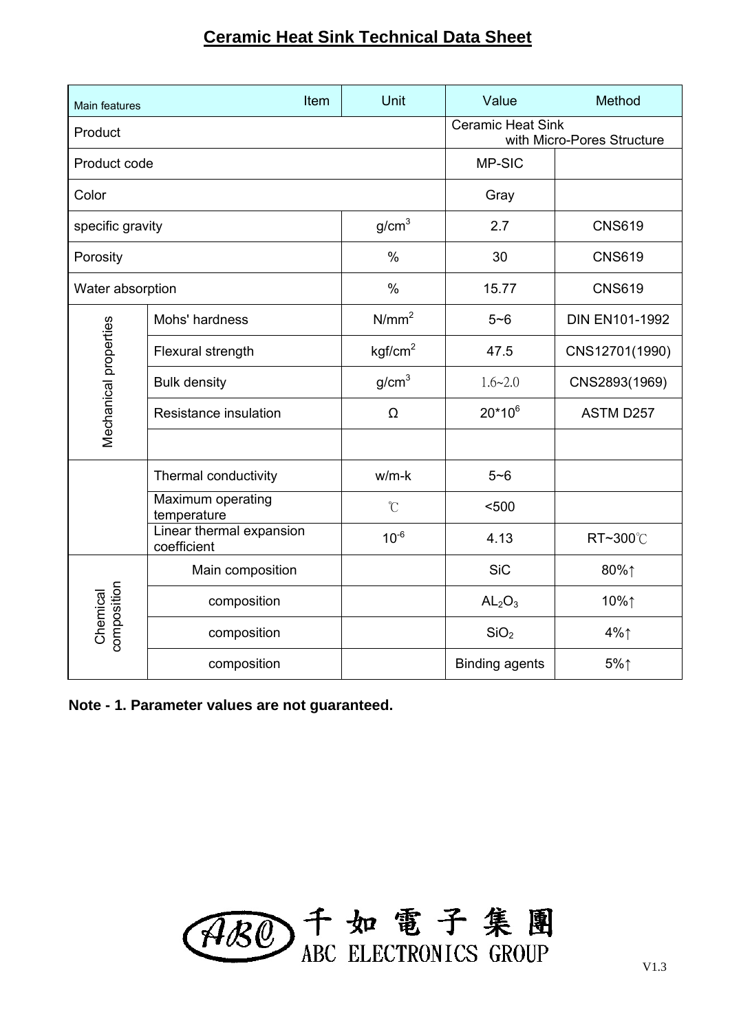# Ceramic Heat Sink Technical Data Sheet

| Main features | Item | Unit | Value | Method |
|---|---|---|---|---|
| Product | | | Ceramic Heat Sink with Micro-Pores Structure | |
| Product code | | | MP-SIC | |
| Color | | | Gray | |
| specific gravity | | $g/cm^3$ | 2.7 | CNS619 |
| Porosity | | % | 30 | CNS619 |
| Water absorption | | % | 15.77 | CNS619 |
| Mechanical properties | Mohs' hardness | $N/mm^2$ | 5~6 | DIN EN101-1992 |
| | Flexural strength | $kgf/cm^2$ | 47.5 | CNS12701(1990) |
| | Bulk density | $g/cm^3$ | 1.6~2.0 | CNS2893(1969) |
| | Resistance insulation | Ω | $20*10^6$ | ASTM D257 |
| | | | | |
| | Thermal conductivity | w/m-k | 5~6 | |
| | Maximum operating temperature | ℃ | <500 | |
| | Linear thermal expansion coefficient | $10^{-6}$ | 4.13 | RT~300℃ |
| Chemical composition | Main composition | | SiC | 80%↑ |
| | composition | | $AL_2O_3$ | 10%↑ |
| | composition | | $SiO_2$ | 4%↑ |
| | composition | | Binding agents | 5%↑ |

**Note - 1. Parameter values are not guaranteed.**

ABC 千如電子集團 ABC ELECTRONICS GROUP

V1.3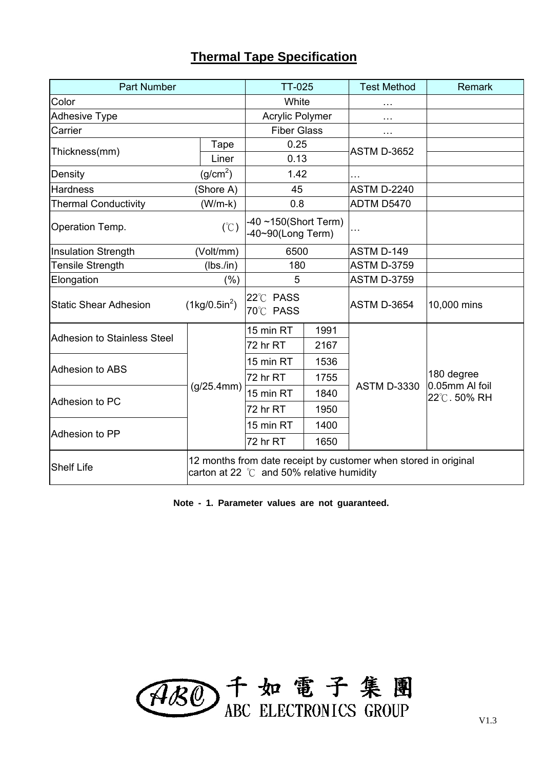# Thermal Tape Specification

| Part Number | | TT-025 | | Test Method | Remark |
|---|---|---|---|---|---|
| Color | | White | | … | |
| Adhesive Type | | Acrylic Polymer | | … | |
| Carrier | | Fiber Glass | | … | |
| Thickness(mm) | Tape | 0.25 | | ASTM D-3652 | |
| | Liner | 0.13 | | | |
| Density | ($g/cm^2$) | 1.42 | | … | |
| Hardness | (Shore A) | 45 | | ASTM D-2240 | |
| Thermal Conductivity | (W/m-k) | 0.8 | | ADTM D5470 | |
| Operation Temp. | (℃) | -40 ~150(Short Term) -40~90(Long Term) | | … | |
| Insulation Strength | (Volt/mm) | 6500 | | ASTM D-149 | |
| Tensile Strength | (lbs./in) | 180 | | ASTM D-3759 | |
| Elongation | (%) | 5 | | ASTM D-3759 | |
| Static Shear Adhesion | ($1kg/0.5in^2$) | 22℃ PASS 70℃ PASS | | ASTM D-3654 | 10,000 mins |
| Adhesion to Stainless Steel | (g/25.4mm) | 15 min RT | 1991 | ASTM D-3330 | 180 degree 0.05mm Al foil 22℃. 50% RH |
| | | 72 hr RT | 2167 | | |
| Adhesion to ABS | | 15 min RT | 1536 | | |
| | | 72 hr RT | 1755 | | |
| Adhesion to PC | | 15 min RT | 1840 | | |
| | | 72 hr RT | 1950 | | |
| Adhesion to PP | | 15 min RT | 1400 | | |
| | | 72 hr RT | 1650 | | |
| Shelf Life | 12 months from date receipt by customer when stored in original carton at 22 ℃ and 50% relative humidity | | | | |

**Note - 1. Parameter values are not guaranteed.**

千如電子集團
ABC ELECTRONICS GROUP

V1.3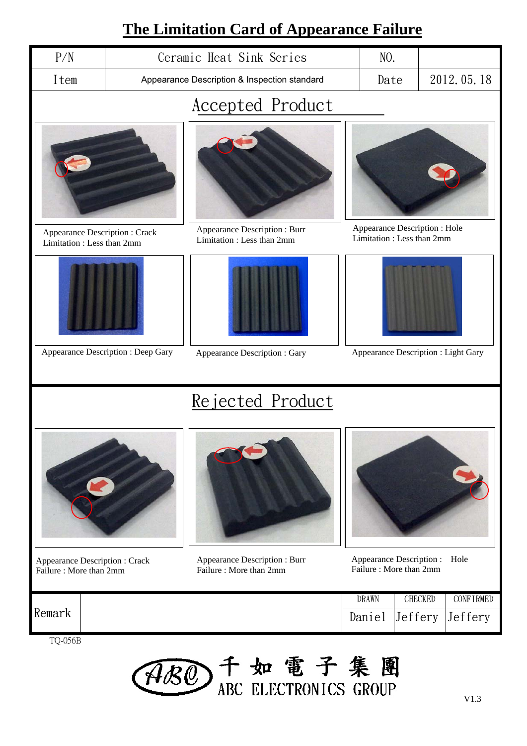# The Limitation Card of Appearance Failure

| P/N | Ceramic Heat Sink Series | NO. | |
|---|---|---|---|
| Item | Appearance Description & Inspection standard | Date | 2012.05.18 |

## Accepted Product

Appearance Description : Crack
Limitation : Less than 2mm

Appearance Description : Burr
Limitation : Less than 2mm

Appearance Description : Hole
Limitation : Less than 2mm

Appearance Description : Deep Gary

Appearance Description : Gary

Appearance Description : Light Gary

## Rejected Product

Appearance Description : Crack
Failure : More than 2mm

Appearance Description : Burr
Failure : More than 2mm

Appearance Description : Hole
Failure : More than 2mm

| Remark | | DRAWN | CHECKED | CONFIRMED |
|---|---|---|---|---|
| | | Daniel | Jeffery | Jeffery |

TQ-056B

ABC 千如電子集團 ABC ELECTRONICS GROUP

V1.3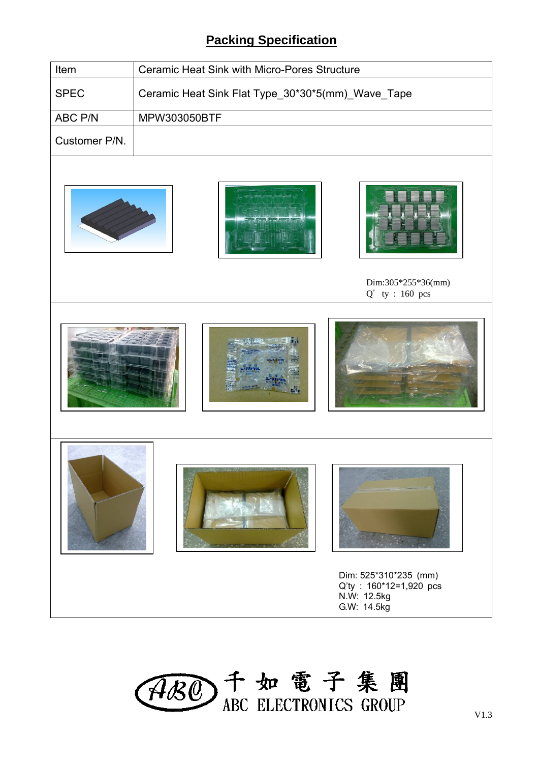# Packing Specification

| | |
|---|---|
| Item | Ceramic Heat Sink with Micro-Pores Structure |
| SPEC | Ceramic Heat Sink Flat Type_30*30*5(mm)_Wave_Tape |
| ABC P/N | MPW303050BTF |
| Customer P/N. | |

Dim:305*255*36(mm)
Q’ ty : 160 pcs

Dim: 525*310*235 (mm)
Q’ty : 160*12=1,920 pcs
N.W: 12.5kg
G.W: 14.5kg

ABC 千如電子集團
ABC ELECTRONICS GROUP

V1.3